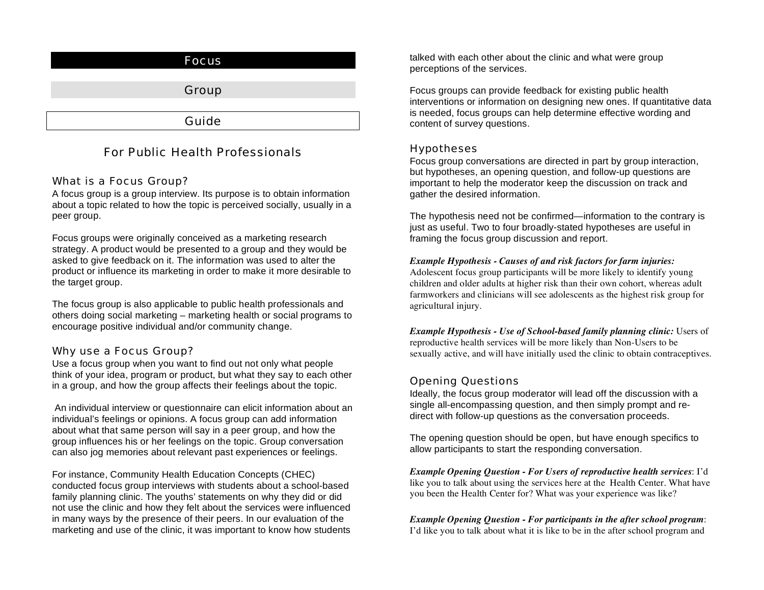# Focus

# Group

# Guide

## For Public Health Professionals

### What is a Focus Group?

A focus group is a group interview. Its purpose is to obtain information about a topic related to how the topic is perceived socially, usually in a peer group.

Focus groups were originally conceived as a marketing research strategy. A product would be presented to a group and they would be asked to give feedback on it. The information was used to alter the product or influence its marketing in order to make it more desirable to the target group.

The focus group is also applicable to public health professionals and others doing social marketing – marketing health or social programs to encourage positive individual and/or community change.

### Why use a Focus Group?

Use a focus group when you want to find out not only what people think of your idea, program or product, but what they say to each other in a group, and how the group affects their feelings about the topic.

An individual interview or questionnaire can elicit information about an individual's feelings or opinions. A focus group can add information about what that same person will say in a peer group, and how the group influences his or her feelings on the topic. Group conversation can also jog memories about relevant past experiences or feelings.

For instance, Community Health Education Concepts (CHEC) conducted focus group interviews with students about a school-based family planning clinic. The youths' statements on why they did or did not use the clinic and how they felt about the services were influenced in many ways by the presence of their peers. In our evaluation of the marketing and use of the clinic, it was important to know how students talked with each other about the clinic and what were group perceptions of the services.

Focus groups can provide feedback for existing public health interventions or information on designing new ones. If quantitative data is needed, focus groups can help determine effective wording and content of survey questions.

### Hypotheses

Focus group conversations are directed in part by group interaction, but hypotheses, an opening question, and follow-up questions are important to help the moderator keep the discussion on track and gather the desired information.

The hypothesis need not be confirmed—information to the contrary is just as useful. Two to four broadly-stated hypotheses are useful in framing the focus group discussion and report.

***Example Hypothesis - Causes of and risk factors for farm injuries:*** Adolescent focus group participants will be more likely to identify young children and older adults at higher risk than their own cohort, whereas adult farmworkers and clinicians will see adolescents as the highest risk group for agricultural injury.

***Example Hypothesis - Use of School-based family planning clinic:*** Users of reproductive health services will be more likely than Non-Users to be sexually active, and will have initially used the clinic to obtain contraceptives.

### Opening Questions

Ideally, the focus group moderator will lead off the discussion with a single all-encompassing question, and then simply prompt and re-direct with follow-up questions as the conversation proceeds.

The opening question should be open, but have enough specifics to allow participants to start the responding conversation.

***Example Opening Question - For Users of reproductive health services***: I'd like you to talk about using the services here at the Health Center. What have you been the Health Center for? What was your experience was like?

***Example Opening Question - For participants in the after school program***: I'd like you to talk about what it is like to be in the after school program and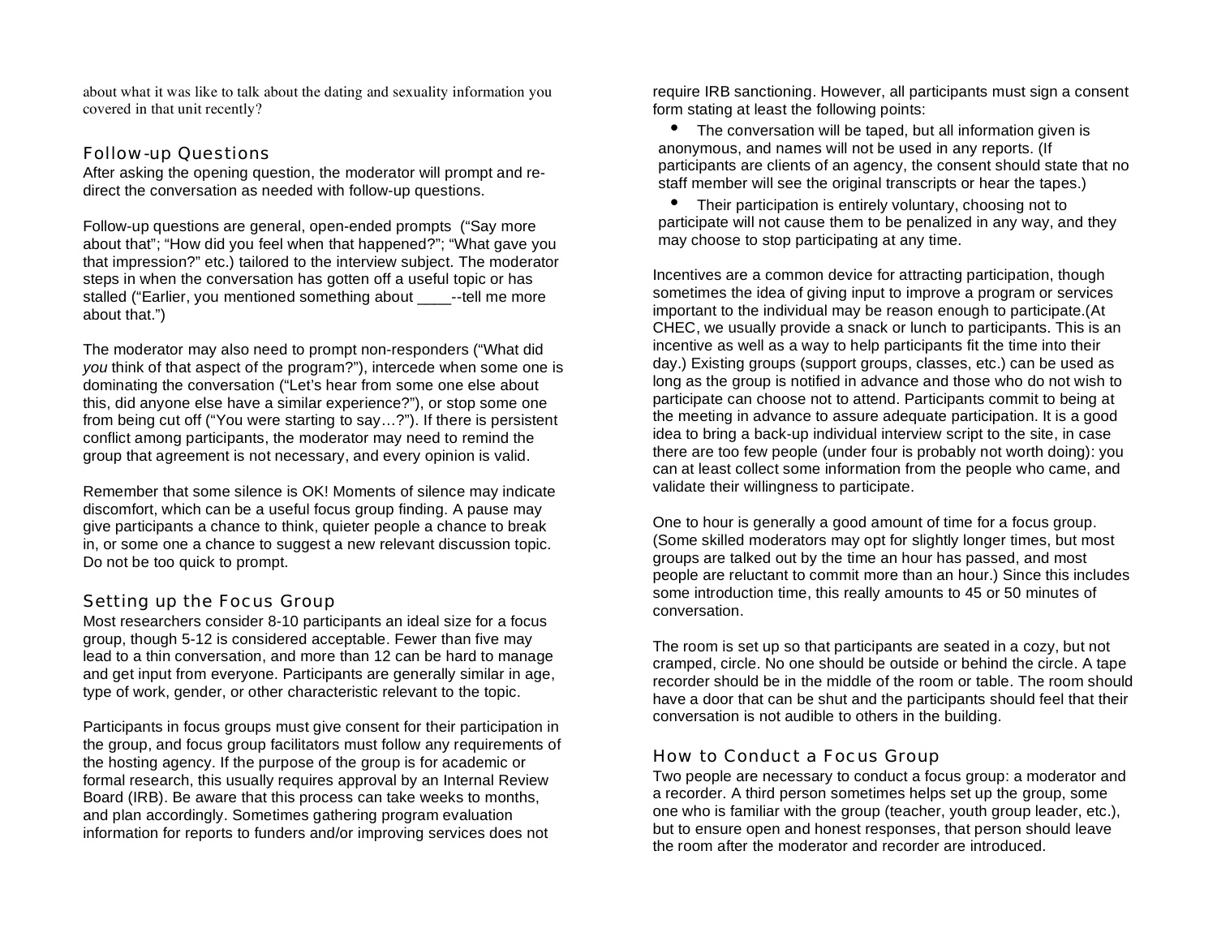about what it was like to talk about the dating and sexuality information you covered in that unit recently?

## Follow-up Questions

After asking the opening question, the moderator will prompt and re-direct the conversation as needed with follow-up questions.

Follow-up questions are general, open-ended prompts ("Say more about that"; "How did you feel when that happened?"; "What gave you that impression?" etc.) tailored to the interview subject. The moderator steps in when the conversation has gotten off a useful topic or has stalled ("Earlier, you mentioned something about ____--tell me more about that.")

The moderator may also need to prompt non-responders ("What did *you* think of that aspect of the program?"), intercede when some one is dominating the conversation ("Let's hear from some one else about this, did anyone else have a similar experience?"), or stop some one from being cut off ("You were starting to say…?"). If there is persistent conflict among participants, the moderator may need to remind the group that agreement is not necessary, and every opinion is valid.

Remember that some silence is OK! Moments of silence may indicate discomfort, which can be a useful focus group finding. A pause may give participants a chance to think, quieter people a chance to break in, or some one a chance to suggest a new relevant discussion topic. Do not be too quick to prompt.

## Setting up the Focus Group

Most researchers consider 8-10 participants an ideal size for a focus group, though 5-12 is considered acceptable. Fewer than five may lead to a thin conversation, and more than 12 can be hard to manage and get input from everyone. Participants are generally similar in age, type of work, gender, or other characteristic relevant to the topic.

Participants in focus groups must give consent for their participation in the group, and focus group facilitators must follow any requirements of the hosting agency. If the purpose of the group is for academic or formal research, this usually requires approval by an Internal Review Board (IRB). Be aware that this process can take weeks to months, and plan accordingly. Sometimes gathering program evaluation information for reports to funders and/or improving services does not require IRB sanctioning. However, all participants must sign a consent form stating at least the following points:

- The conversation will be taped, but all information given is anonymous, and names will not be used in any reports. (If participants are clients of an agency, the consent should state that no staff member will see the original transcripts or hear the tapes.)
- Their participation is entirely voluntary, choosing not to participate will not cause them to be penalized in any way, and they may choose to stop participating at any time.

Incentives are a common device for attracting participation, though sometimes the idea of giving input to improve a program or services important to the individual may be reason enough to participate.(At CHEC, we usually provide a snack or lunch to participants. This is an incentive as well as a way to help participants fit the time into their day.) Existing groups (support groups, classes, etc.) can be used as long as the group is notified in advance and those who do not wish to participate can choose not to attend. Participants commit to being at the meeting in advance to assure adequate participation. It is a good idea to bring a back-up individual interview script to the site, in case there are too few people (under four is probably not worth doing): you can at least collect some information from the people who came, and validate their willingness to participate.

One to hour is generally a good amount of time for a focus group. (Some skilled moderators may opt for slightly longer times, but most groups are talked out by the time an hour has passed, and most people are reluctant to commit more than an hour.) Since this includes some introduction time, this really amounts to 45 or 50 minutes of conversation.

The room is set up so that participants are seated in a cozy, but not cramped, circle. No one should be outside or behind the circle. A tape recorder should be in the middle of the room or table. The room should have a door that can be shut and the participants should feel that their conversation is not audible to others in the building.

## How to Conduct a Focus Group

Two people are necessary to conduct a focus group: a moderator and a recorder. A third person sometimes helps set up the group, some one who is familiar with the group (teacher, youth group leader, etc.), but to ensure open and honest responses, that person should leave the room after the moderator and recorder are introduced.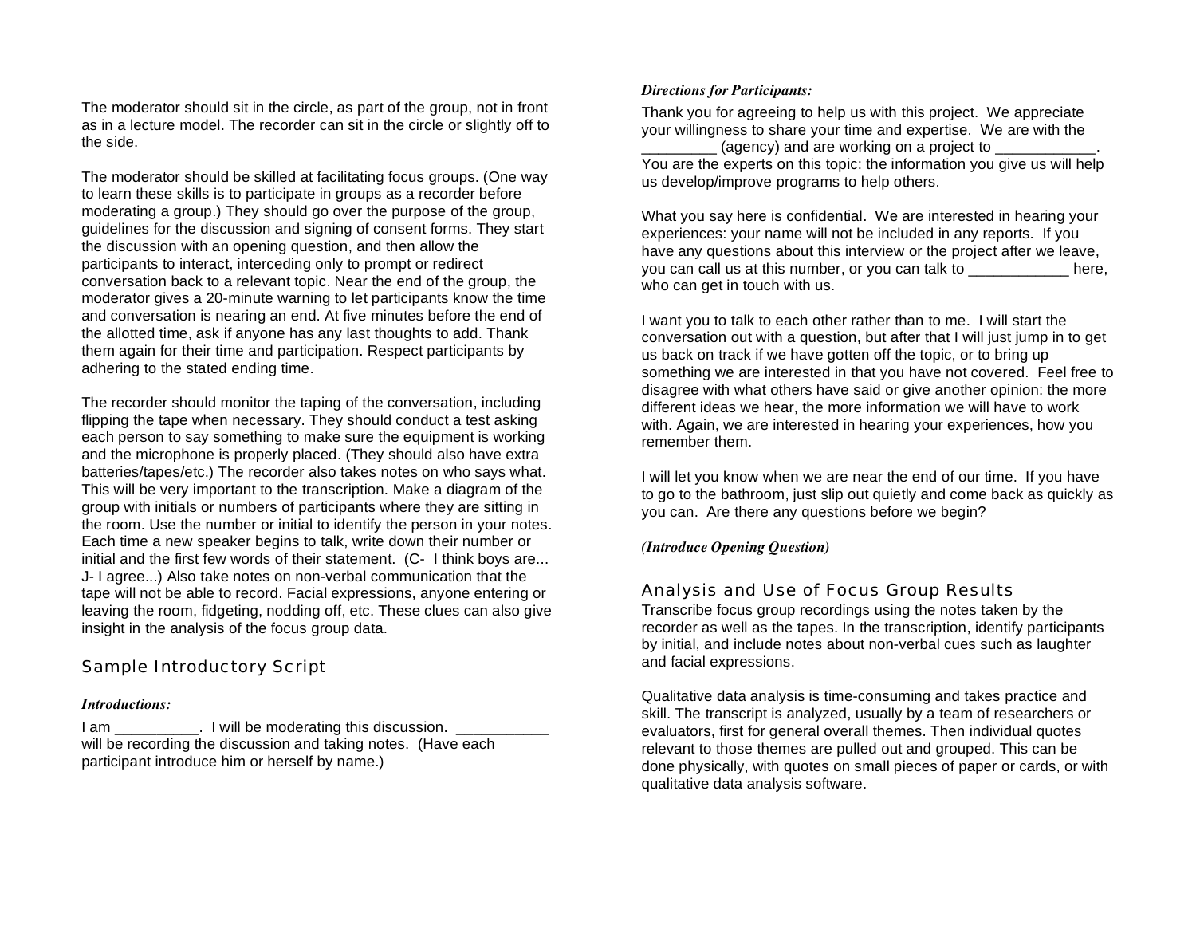The moderator should sit in the circle, as part of the group, not in front as in a lecture model. The recorder can sit in the circle or slightly off to the side.

The moderator should be skilled at facilitating focus groups. (One way to learn these skills is to participate in groups as a recorder before moderating a group.) They should go over the purpose of the group, guidelines for the discussion and signing of consent forms. They start the discussion with an opening question, and then allow the participants to interact, interceding only to prompt or redirect conversation back to a relevant topic. Near the end of the group, the moderator gives a 20-minute warning to let participants know the time and conversation is nearing an end. At five minutes before the end of the allotted time, ask if anyone has any last thoughts to add. Thank them again for their time and participation. Respect participants by adhering to the stated ending time.

The recorder should monitor the taping of the conversation, including flipping the tape when necessary. They should conduct a test asking each person to say something to make sure the equipment is working and the microphone is properly placed. (They should also have extra batteries/tapes/etc.) The recorder also takes notes on who says what. This will be very important to the transcription. Make a diagram of the group with initials or numbers of participants where they are sitting in the room. Use the number or initial to identify the person in your notes. Each time a new speaker begins to talk, write down their number or initial and the first few words of their statement. (C- I think boys are... J- I agree...) Also take notes on non-verbal communication that the tape will not be able to record. Facial expressions, anyone entering or leaving the room, fidgeting, nodding off, etc. These clues can also give insight in the analysis of the focus group data.

## Sample Introductory Script

***Introductions:***

I am __________. I will be moderating this discussion. ___________ will be recording the discussion and taking notes. (Have each participant introduce him or herself by name.)

***Directions for Participants:***

Thank you for agreeing to help us with this project. We appreciate your willingness to share your time and expertise. We are with the _________ (agency) and are working on a project to ____________. You are the experts on this topic: the information you give us will help us develop/improve programs to help others.

What you say here is confidential. We are interested in hearing your experiences: your name will not be included in any reports. If you have any questions about this interview or the project after we leave, you can call us at this number, or you can talk to ____________ here, who can get in touch with us.

I want you to talk to each other rather than to me. I will start the conversation out with a question, but after that I will just jump in to get us back on track if we have gotten off the topic, or to bring up something we are interested in that you have not covered. Feel free to disagree with what others have said or give another opinion: the more different ideas we hear, the more information we will have to work with. Again, we are interested in hearing your experiences, how you remember them.

I will let you know when we are near the end of our time. If you have to go to the bathroom, just slip out quietly and come back as quickly as you can. Are there any questions before we begin?

***(Introduce Opening Question)***

## Analysis and Use of Focus Group Results

Transcribe focus group recordings using the notes taken by the recorder as well as the tapes. In the transcription, identify participants by initial, and include notes about non-verbal cues such as laughter and facial expressions.

Qualitative data analysis is time-consuming and takes practice and skill. The transcript is analyzed, usually by a team of researchers or evaluators, first for general overall themes. Then individual quotes relevant to those themes are pulled out and grouped. This can be done physically, with quotes on small pieces of paper or cards, or with qualitative data analysis software.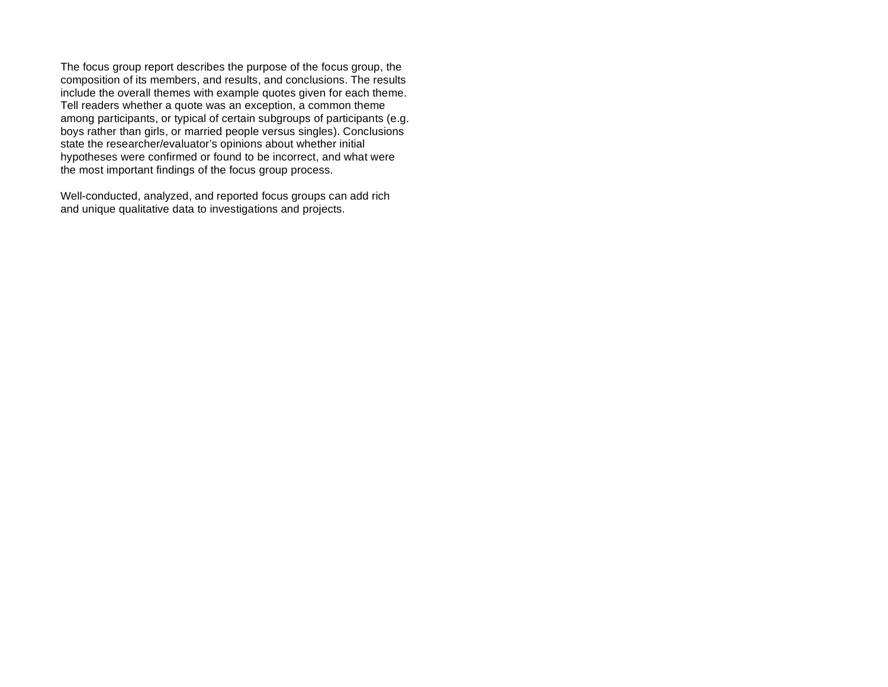The focus group report describes the purpose of the focus group, the composition of its members, and results, and conclusions. The results include the overall themes with example quotes given for each theme. Tell readers whether a quote was an exception, a common theme among participants, or typical of certain subgroups of participants (e.g. boys rather than girls, or married people versus singles). Conclusions state the researcher/evaluator's opinions about whether initial hypotheses were confirmed or found to be incorrect, and what were the most important findings of the focus group process.

Well-conducted, analyzed, and reported focus groups can add rich and unique qualitative data to investigations and projects.